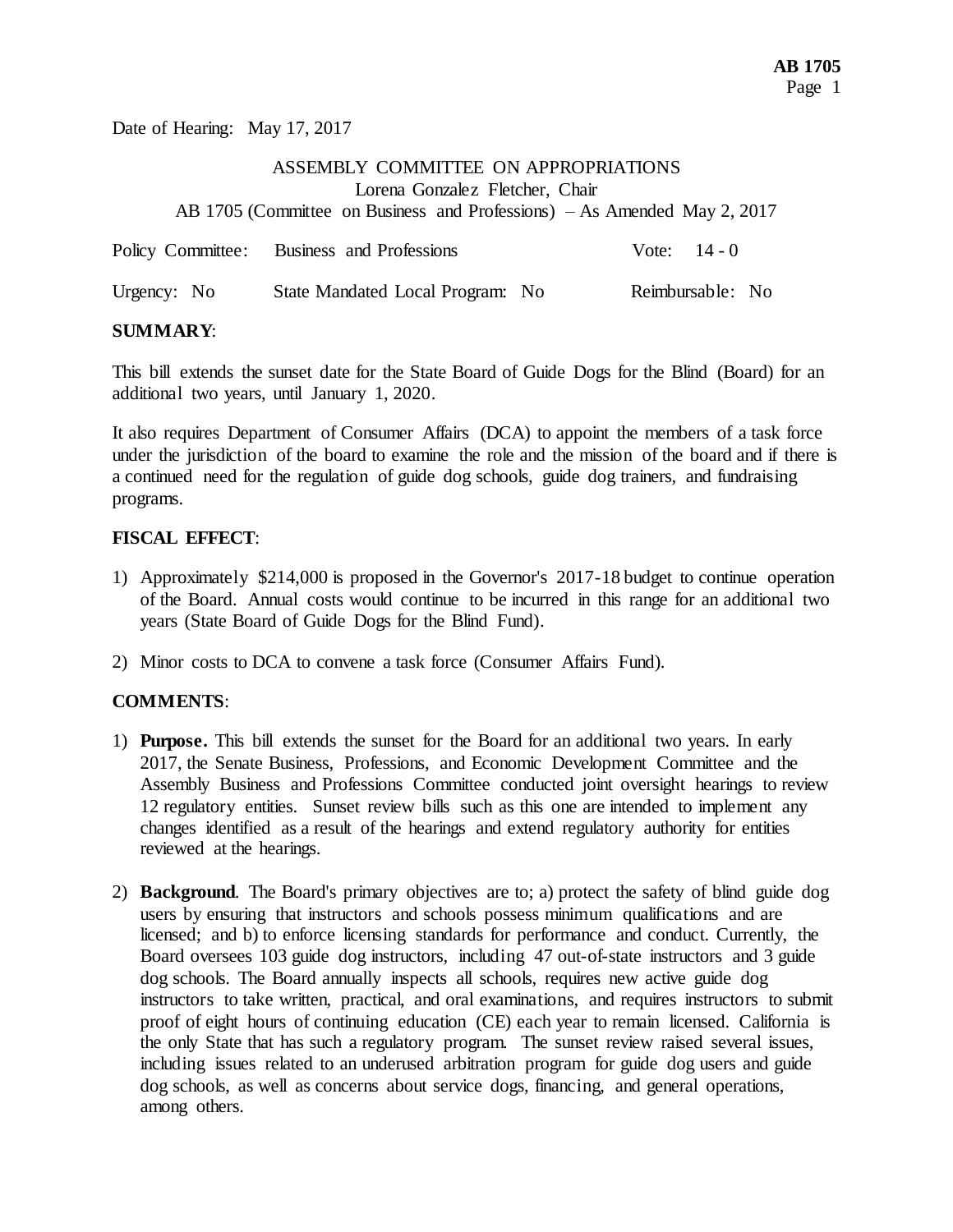Date of Hearing: May 17, 2017

ASSEMBLY COMMITTEE ON APPROPRIATIONS
Lorena Gonzalez Fletcher, Chair
AB 1705 (Committee on Business and Professions) – As Amended May 2, 2017

| | | |
|---|---|---|
| Policy Committee: | Business and Professions | Vote: 14 - 0 |
| Urgency: No | State Mandated Local Program: No | Reimbursable: No |

**SUMMARY**:

This bill extends the sunset date for the State Board of Guide Dogs for the Blind (Board) for an additional two years, until January 1, 2020.

It also requires Department of Consumer Affairs (DCA) to appoint the members of a task force under the jurisdiction of the board to examine the role and the mission of the board and if there is a continued need for the regulation of guide dog schools, guide dog trainers, and fundraising programs.

**FISCAL EFFECT**:

1) Approximately $214,000 is proposed in the Governor's 2017-18 budget to continue operation of the Board. Annual costs would continue to be incurred in this range for an additional two years (State Board of Guide Dogs for the Blind Fund).

2) Minor costs to DCA to convene a task force (Consumer Affairs Fund).

**COMMENTS**:

1) **Purpose.** This bill extends the sunset for the Board for an additional two years. In early 2017, the Senate Business, Professions, and Economic Development Committee and the Assembly Business and Professions Committee conducted joint oversight hearings to review 12 regulatory entities. Sunset review bills such as this one are intended to implement any changes identified as a result of the hearings and extend regulatory authority for entities reviewed at the hearings.

2) **Background**. The Board's primary objectives are to; a) protect the safety of blind guide dog users by ensuring that instructors and schools possess minimum qualifications and are licensed; and b) to enforce licensing standards for performance and conduct. Currently, the Board oversees 103 guide dog instructors, including 47 out-of-state instructors and 3 guide dog schools. The Board annually inspects all schools, requires new active guide dog instructors to take written, practical, and oral examinations, and requires instructors to submit proof of eight hours of continuing education (CE) each year to remain licensed. California is the only State that has such a regulatory program. The sunset review raised several issues, including issues related to an underused arbitration program for guide dog users and guide dog schools, as well as concerns about service dogs, financing, and general operations, among others.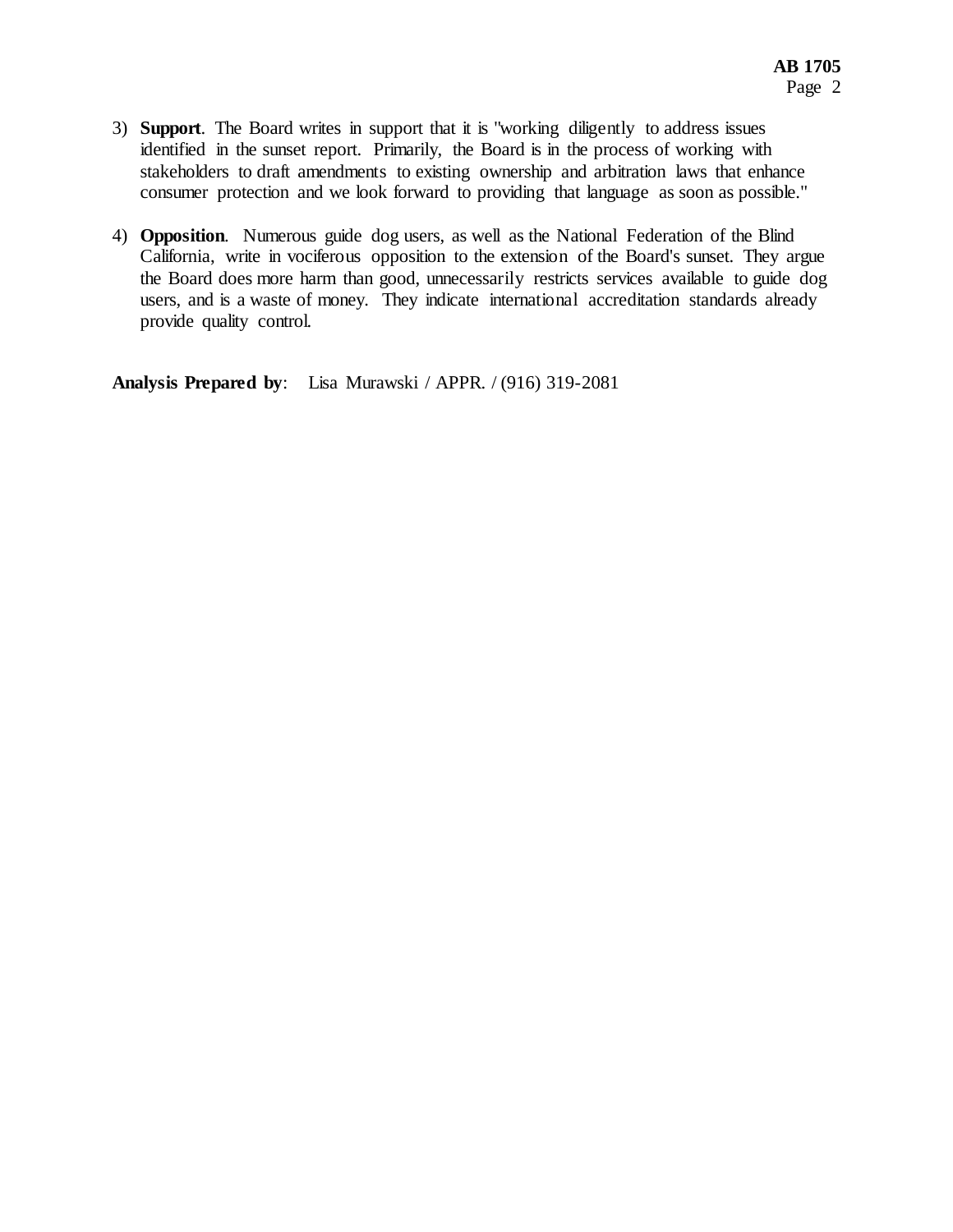3) **Support**. The Board writes in support that it is "working diligently to address issues identified in the sunset report. Primarily, the Board is in the process of working with stakeholders to draft amendments to existing ownership and arbitration laws that enhance consumer protection and we look forward to providing that language as soon as possible."

4) **Opposition**. Numerous guide dog users, as well as the National Federation of the Blind California, write in vociferous opposition to the extension of the Board's sunset. They argue the Board does more harm than good, unnecessarily restricts services available to guide dog users, and is a waste of money. They indicate international accreditation standards already provide quality control.

**Analysis Prepared by**: Lisa Murawski / APPR. / (916) 319-2081